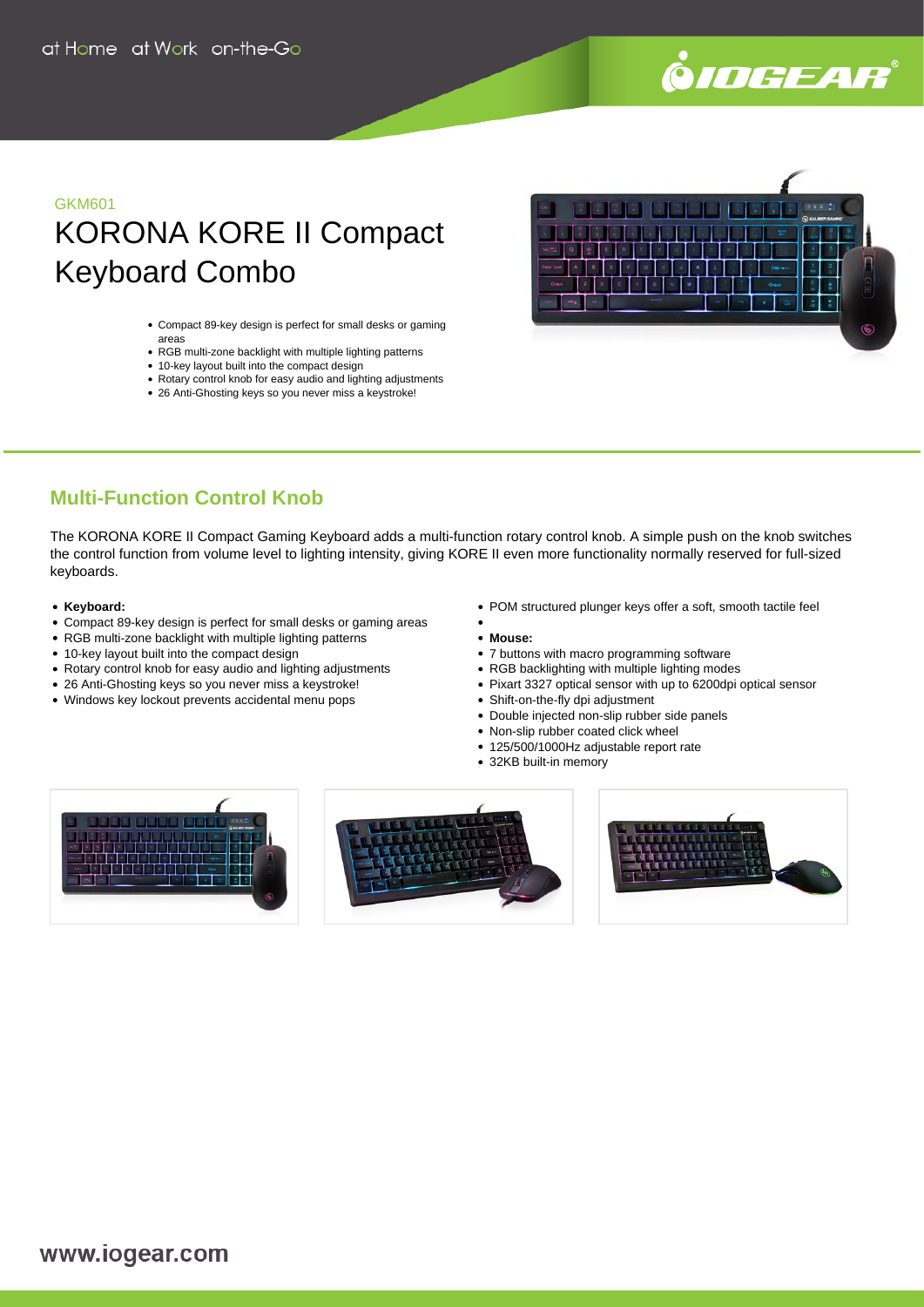at Home at Work on-the-Go

GKM601

# KORONA KORE II Compact Keyboard Combo

- Compact 89-key design is perfect for small desks or gaming areas
- RGB multi-zone backlight with multiple lighting patterns
- 10-key layout built into the compact design
- Rotary control knob for easy audio and lighting adjustments
- 26 Anti-Ghosting keys so you never miss a keystroke!

## Multi-Function Control Knob

The KORONA KORE II Compact Gaming Keyboard adds a multi-function rotary control knob. A simple push on the knob switches the control function from volume level to lighting intensity, giving KORE II even more functionality normally reserved for full-sized keyboards.

- **Keyboard:**
- Compact 89-key design is perfect for small desks or gaming areas
- RGB multi-zone backlight with multiple lighting patterns
- 10-key layout built into the compact design
- Rotary control knob for easy audio and lighting adjustments
- 26 Anti-Ghosting keys so you never miss a keystroke!
- Windows key lockout prevents accidental menu pops
- POM structured plunger keys offer a soft, smooth tactile feel
- 
- **Mouse:**
- 7 buttons with macro programming software
- RGB backlighting with multiple lighting modes
- Pixart 3327 optical sensor with up to 6200dpi optical sensor
- Shift-on-the-fly dpi adjustment
- Double injected non-slip rubber side panels
- Non-slip rubber coated click wheel
- 125/500/1000Hz adjustable report rate
- 32KB built-in memory

www.iogear.com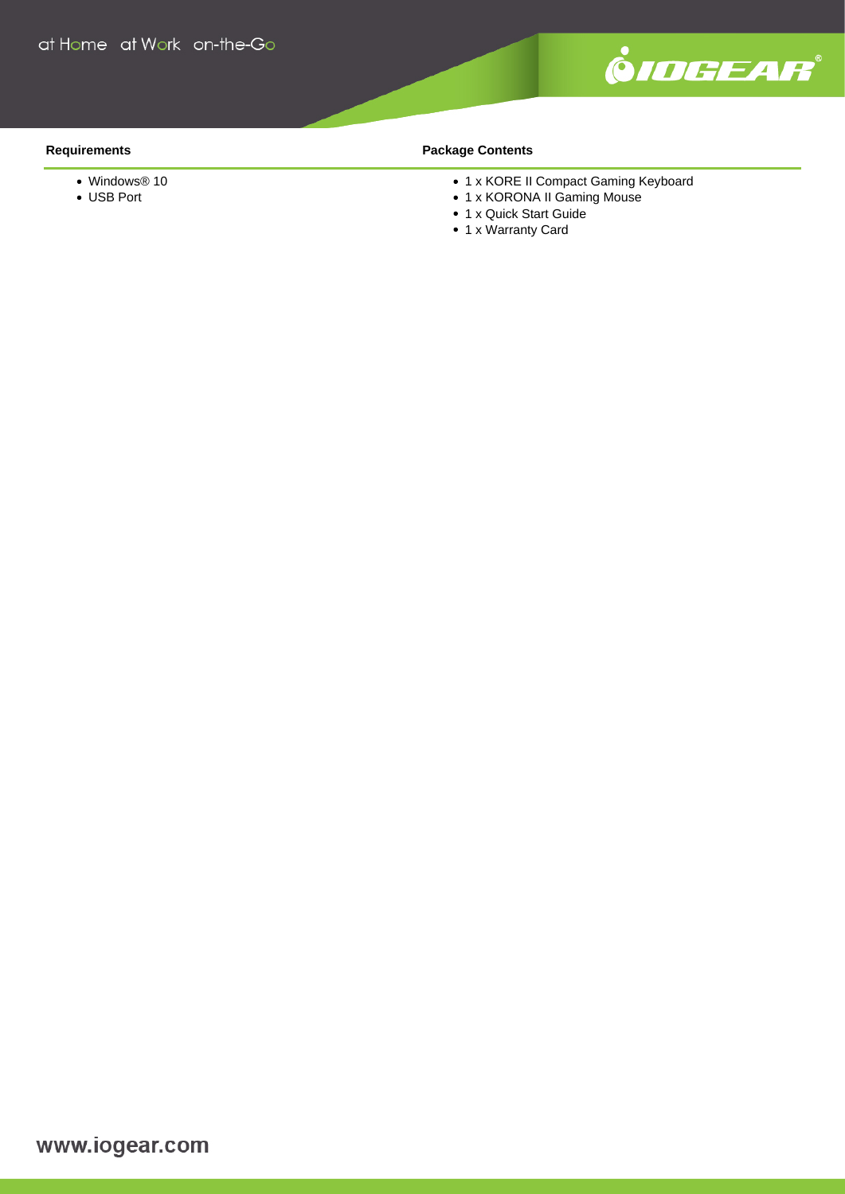## Requirements

- Windows® 10
- USB Port

## Package Contents

- 1 x KORE II Compact Gaming Keyboard
- 1 x KORONA II Gaming Mouse
- 1 x Quick Start Guide
- 1 x Warranty Card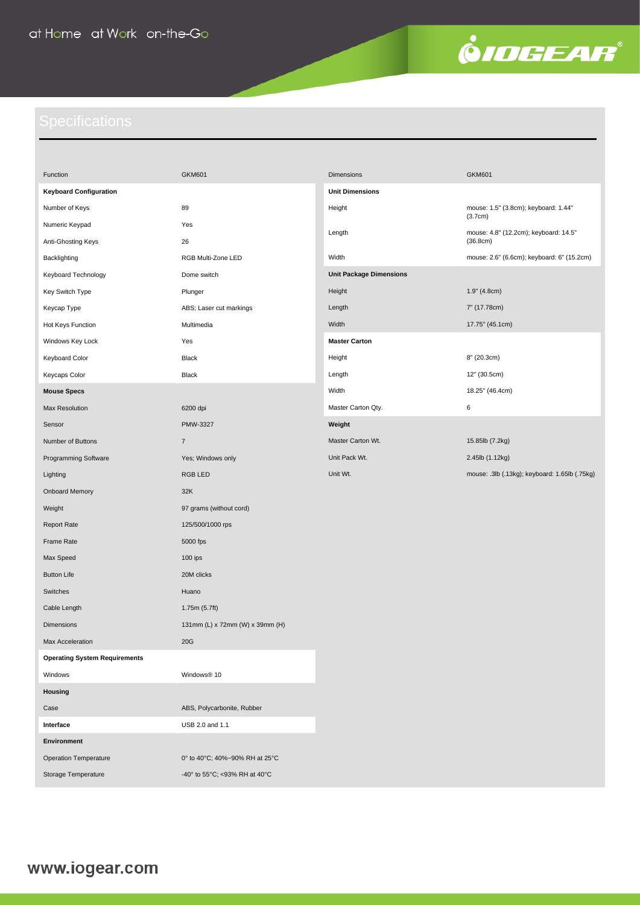# Specifications

| Function | GKM601 |
| --- | --- |
| **Keyboard Configuration** | |
| Number of Keys | 89 |
| Numeric Keypad | Yes |
| Anti-Ghosting Keys | 26 |
| Backlighting | RGB Multi-Zone LED |
| Keyboard Technology | Dome switch |
| Key Switch Type | Plunger |
| Keycap Type | ABS; Laser cut markings |
| Hot Keys Function | Multimedia |
| Windows Key Lock | Yes |
| Keyboard Color | Black |
| Keycaps Color | Black |
| **Mouse Specs** | |
| Max Resolution | 6200 dpi |
| Sensor | PMW-3327 |
| Number of Buttons | 7 |
| Programming Software | Yes; Windows only |
| Lighting | RGB LED |
| Onboard Memory | 32K |
| Weight | 97 grams (without cord) |
| Report Rate | 125/500/1000 rps |
| Frame Rate | 5000 fps |
| Max Speed | 100 ips |
| Button Life | 20M clicks |
| Switches | Huano |
| Cable Length | 1.75m (5.7ft) |
| Dimensions | 131mm (L) x 72mm (W) x 39mm (H) |
| Max Acceleration | 20G |
| **Operating System Requirements** | |
| Windows | Windows® 10 |
| **Housing** | |
| Case | ABS, Polycarbonite, Rubber |
| **Interface** | USB 2.0 and 1.1 |
| **Environment** | |
| Operation Temperature | 0° to 40°C; 40%~90% RH at 25°C |
| Storage Temperature | -40° to 55°C; <93% RH at 40°C |

| Dimensions | GKM601 |
| --- | --- |
| **Unit Dimensions** | |
| Height | mouse: 1.5" (3.8cm); keyboard: 1.44" (3.7cm) |
| Length | mouse: 4.8" (12.2cm); keyboard: 14.5" (36.8cm) |
| Width | mouse: 2.6" (6.6cm); keyboard: 6" (15.2cm) |
| **Unit Package Dimensions** | |
| Height | 1.9" (4.8cm) |
| Length | 7" (17.78cm) |
| Width | 17.75" (45.1cm) |
| **Master Carton** | |
| Height | 8" (20.3cm) |
| Length | 12" (30.5cm) |
| Width | 18.25" (46.4cm) |
| Master Carton Qty. | 6 |
| **Weight** | |
| Master Carton Wt. | 15.85lb (7.2kg) |
| Unit Pack Wt. | 2.45lb (1.12kg) |
| Unit Wt. | mouse: .3lb (.13kg); keyboard: 1.65lb (.75kg) |

www.iogear.com